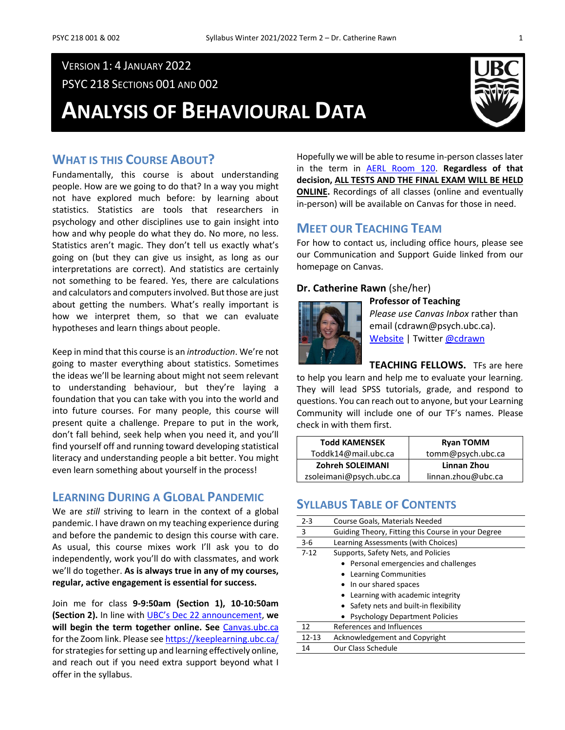Version 1: 4 January 2022

PSYC 218 Sections 001 and 002

# Analysis of Behavioural Data

## What is this Course About?

Fundamentally, this course is about understanding people. How are we going to do that? In a way you might not have explored much before: by learning about statistics. Statistics are tools that researchers in psychology and other disciplines use to gain insight into how and why people do what they do. No more, no less. Statistics aren't magic. They don't tell us exactly what's going on (but they can give us insight, as long as our interpretations are correct). And statistics are certainly not something to be feared. Yes, there are calculations and calculators and computers involved. But those are just about getting the numbers. What's really important is how we interpret them, so that we can evaluate hypotheses and learn things about people.

Keep in mind that this course is an *introduction*. We're not going to master everything about statistics. Sometimes the ideas we'll be learning about might not seem relevant to understanding behaviour, but they're laying a foundation that you can take with you into the world and into future courses. For many people, this course will present quite a challenge. Prepare to put in the work, don't fall behind, seek help when you need it, and you'll find yourself off and running toward developing statistical literacy and understanding people a bit better. You might even learn something about yourself in the process!

## Learning During a Global Pandemic

We are *still* striving to learn in the context of a global pandemic. I have drawn on my teaching experience during and before the pandemic to design this course with care. As usual, this course mixes work I'll ask you to do independently, work you'll do with classmates, and work we'll do together. **As is always true in any of my courses, regular, active engagement is essential for success.**

Join me for class **9-9:50am (Section 1), 10-10:50am (Section 2).** In line with UBC's Dec 22 announcement, **we will begin the term together online. See** Canvas.ubc.ca for the Zoom link. Please see https://keeplearning.ubc.ca/ for strategies for setting up and learning effectively online, and reach out if you need extra support beyond what I offer in the syllabus.

Hopefully we will be able to resume in-person classes later in the term in AERL Room 120. **Regardless of that decision, ALL TESTS AND THE FINAL EXAM WILL BE HELD ONLINE.** Recordings of all classes (online and eventually in-person) will be available on Canvas for those in need.

## Meet our Teaching Team

For how to contact us, including office hours, please see our Communication and Support Guide linked from our homepage on Canvas.

### Dr. Catherine Rawn (she/her)

**Professor of Teaching**

*Please use Canvas Inbox* rather than email (cdrawn@psych.ubc.ca).

Website | Twitter @cdrawn

**TEACHING FELLOWS.** TFs are here to help you learn and help me to evaluate your learning. They will lead SPSS tutorials, grade, and respond to questions. You can reach out to anyone, but your Learning Community will include one of our TF's names. Please check in with them first.

| Todd KAMENSEK | Ryan TOMM |
|---|---|
| Toddk14@mail.ubc.ca | tomm@psych.ubc.ca |
| **Zohreh SOLEIMANI** | **Linnan Zhou** |
| zsoleimani@psych.ubc.ca | linnan.zhou@ubc.ca |

## Syllabus Table of Contents

| Page | Section |
|---|---|
| 2-3 | Course Goals, Materials Needed |
| 3 | Guiding Theory, Fitting this Course in your Degree |
| 3-6 | Learning Assessments (with Choices) |
| 7-12 | Supports, Safety Nets, and Policies<br>• Personal emergencies and challenges<br>• Learning Communities<br>• In our shared spaces<br>• Learning with academic integrity<br>• Safety nets and built-in flexibility<br>• Psychology Department Policies |
| 12 | References and Influences |
| 12-13 | Acknowledgement and Copyright |
| 14 | Our Class Schedule |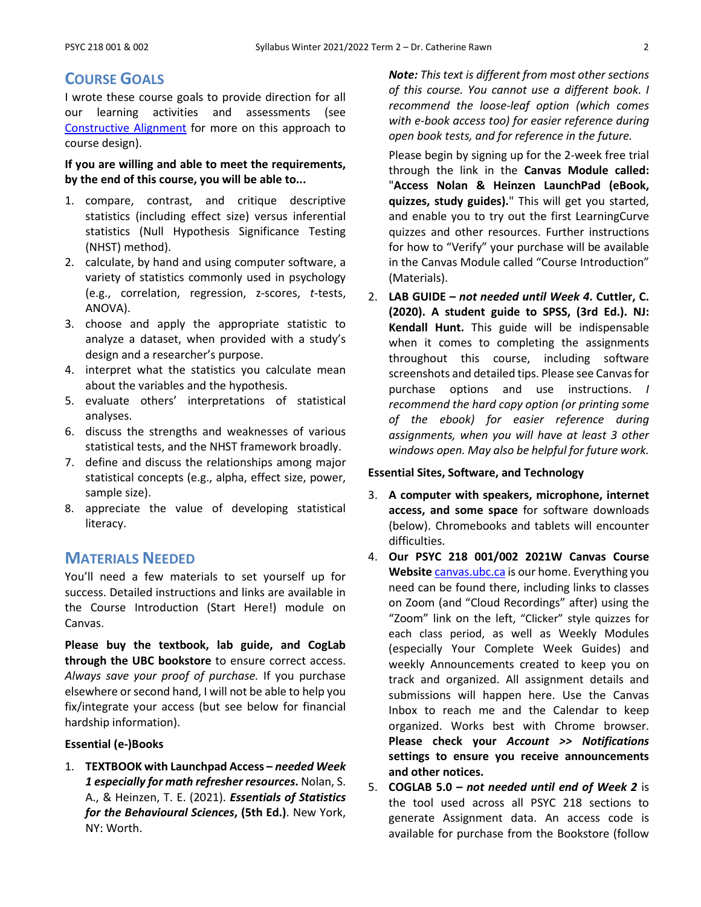## Course Goals

I wrote these course goals to provide direction for all our learning activities and assessments (see [Constructive Alignment](#) for more on this approach to course design).

**If you are willing and able to meet the requirements, by the end of this course, you will be able to...**

1. compare, contrast, and critique descriptive statistics (including effect size) versus inferential statistics (Null Hypothesis Significance Testing (NHST) method).
2. calculate, by hand and using computer software, a variety of statistics commonly used in psychology (e.g., correlation, regression, z-scores, *t*-tests, ANOVA).
3. choose and apply the appropriate statistic to analyze a dataset, when provided with a study's design and a researcher's purpose.
4. interpret what the statistics you calculate mean about the variables and the hypothesis.
5. evaluate others' interpretations of statistical analyses.
6. discuss the strengths and weaknesses of various statistical tests, and the NHST framework broadly.
7. define and discuss the relationships among major statistical concepts (e.g., alpha, effect size, power, sample size).
8. appreciate the value of developing statistical literacy.

## Materials Needed

You'll need a few materials to set yourself up for success. Detailed instructions and links are available in the Course Introduction (Start Here!) module on Canvas.

**Please buy the textbook, lab guide, and CogLab through the UBC bookstore** to ensure correct access. *Always save your proof of purchase.* If you purchase elsewhere or second hand, I will not be able to help you fix/integrate your access (but see below for financial hardship information).

**Essential (e-)Books**

1. **TEXTBOOK with Launchpad Access –** ***needed Week 1 especially for math refresher resources*****.** Nolan, S. A., & Heinzen, T. E. (2021). ***Essentials of Statistics for the Behavioural Sciences*****, (5th Ed.)**. New York, NY: Worth.

   ***Note:*** *This text is different from most other sections of this course. You cannot use a different book. I recommend the loose-leaf option (which comes with e-book access too) for easier reference during open book tests, and for reference in the future.*

   Please begin by signing up for the 2-week free trial through the link in the **Canvas Module called:** "**Access Nolan & Heinzen LaunchPad (eBook, quizzes, study guides).**" This will get you started, and enable you to try out the first LearningCurve quizzes and other resources. Further instructions for how to "Verify" your purchase will be available in the Canvas Module called "Course Introduction" (Materials).

2. **LAB GUIDE –** ***not needed until Week 4*****. Cuttler, C. (2020). A student guide to SPSS, (3rd Ed.). NJ: Kendall Hunt.** This guide will be indispensable when it comes to completing the assignments throughout this course, including software screenshots and detailed tips. Please see Canvas for purchase options and use instructions. *I recommend the hard copy option (or printing some of the ebook) for easier reference during assignments, when you will have at least 3 other windows open. May also be helpful for future work.*

**Essential Sites, Software, and Technology**

3. **A computer with speakers, microphone, internet access, and some space** for software downloads (below). Chromebooks and tablets will encounter difficulties.

4. **Our PSYC 218 001/002 2021W Canvas Course Website** [canvas.ubc.ca](canvas.ubc.ca) is our home. Everything you need can be found there, including links to classes on Zoom (and "Cloud Recordings" after) using the "Zoom" link on the left, "Clicker" style quizzes for each class period, as well as Weekly Modules (especially Your Complete Week Guides) and weekly Announcements created to keep you on track and organized. All assignment details and submissions will happen here. Use the Canvas Inbox to reach me and the Calendar to keep organized. Works best with Chrome browser. **Please check your** ***Account >> Notifications*** **settings to ensure you receive announcements and other notices.**

5. **COGLAB 5.0 –** ***not needed until end of Week 2*** is the tool used across all PSYC 218 sections to generate Assignment data. An access code is available for purchase from the Bookstore (follow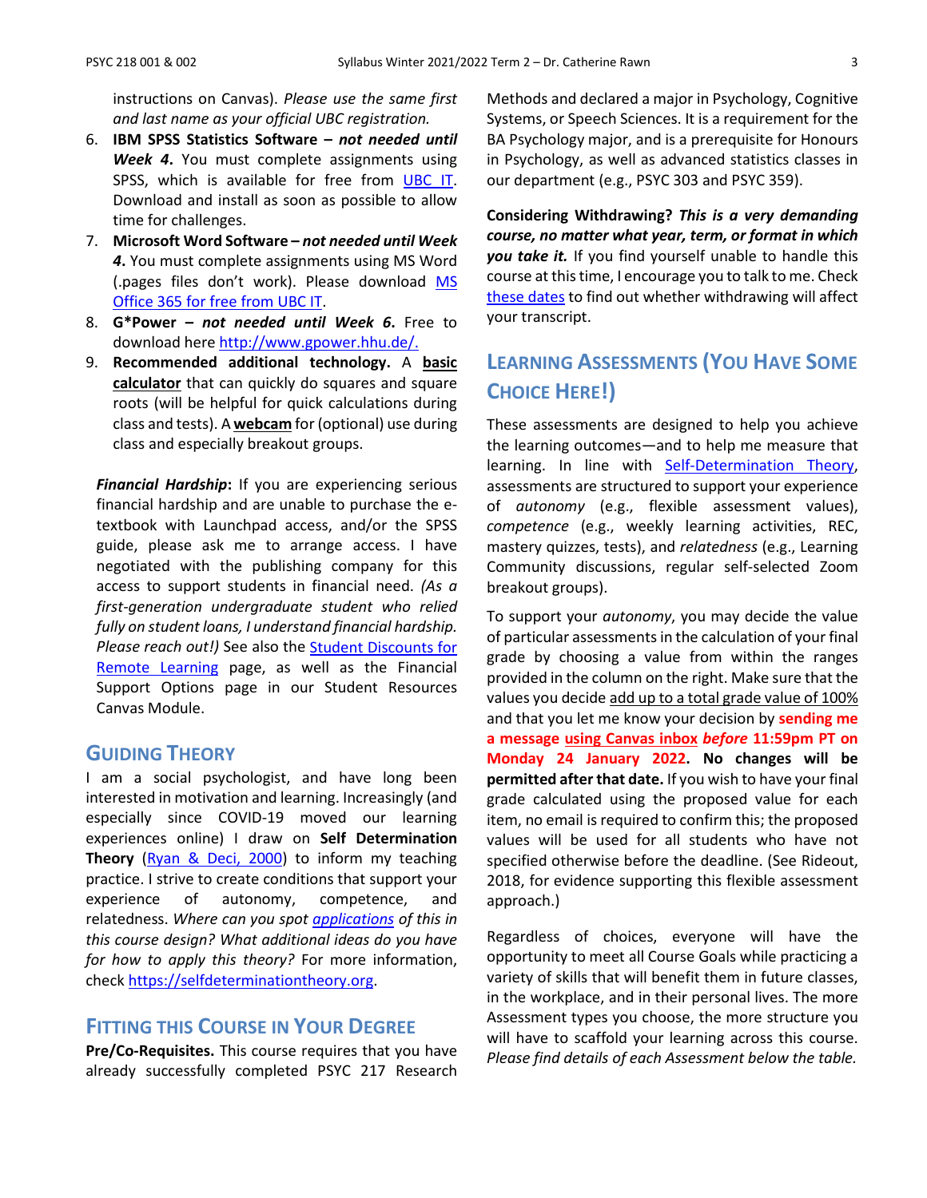instructions on Canvas). *Please use the same first and last name as your official UBC registration.*

6. **IBM SPSS Statistics Software – *not needed until Week 4*.** You must complete assignments using SPSS, which is available for free from UBC IT. Download and install as soon as possible to allow time for challenges.
7. **Microsoft Word Software – *not needed until Week 4*.** You must complete assignments using MS Word (.pages files don't work). Please download MS Office 365 for free from UBC IT.
8. **G*Power – *not needed until Week 6*.** Free to download here http://www.gpower.hhu.de/.
9. **Recommended additional technology.** A **basic calculator** that can quickly do squares and square roots (will be helpful for quick calculations during class and tests). A **webcam** for (optional) use during class and especially breakout groups.

***Financial Hardship*:** If you are experiencing serious financial hardship and are unable to purchase the e-textbook with Launchpad access, and/or the SPSS guide, please ask me to arrange access. I have negotiated with the publishing company for this access to support students in financial need. *(As a first-generation undergraduate student who relied fully on student loans, I understand financial hardship. Please reach out!)* See also the Student Discounts for Remote Learning page, as well as the Financial Support Options page in our Student Resources Canvas Module.

## Guiding Theory

I am a social psychologist, and have long been interested in motivation and learning. Increasingly (and especially since COVID-19 moved our learning experiences online) I draw on **Self Determination Theory** (Ryan & Deci, 2000) to inform my teaching practice. I strive to create conditions that support your experience of autonomy, competence, and relatedness. *Where can you spot applications of this in this course design? What additional ideas do you have for how to apply this theory?* For more information, check https://selfdeterminationtheory.org.

## Fitting this Course in Your Degree

**Pre/Co-Requisites.** This course requires that you have already successfully completed PSYC 217 Research Methods and declared a major in Psychology, Cognitive Systems, or Speech Sciences. It is a requirement for the BA Psychology major, and is a prerequisite for Honours in Psychology, as well as advanced statistics classes in our department (e.g., PSYC 303 and PSYC 359).

**Considering Withdrawing? *This is a very demanding course, no matter what year, term, or format in which you take it.*** If you find yourself unable to handle this course at this time, I encourage you to talk to me. Check these dates to find out whether withdrawing will affect your transcript.

## Learning Assessments (You Have Some Choice Here!)

These assessments are designed to help you achieve the learning outcomes—and to help me measure that learning. In line with Self-Determination Theory, assessments are structured to support your experience of *autonomy* (e.g., flexible assessment values), *competence* (e.g., weekly learning activities, REC, mastery quizzes, tests), and *relatedness* (e.g., Learning Community discussions, regular self-selected Zoom breakout groups).

To support your *autonomy*, you may decide the value of particular assessments in the calculation of your final grade by choosing a value from within the ranges provided in the column on the right. Make sure that the values you decide add up to a total grade value of 100% and that you let me know your decision by **sending me a message using Canvas inbox *before* 11:59pm PT on Monday 24 January 2022. No changes will be permitted after that date.** If you wish to have your final grade calculated using the proposed value for each item, no email is required to confirm this; the proposed values will be used for all students who have not specified otherwise before the deadline. (See Rideout, 2018, for evidence supporting this flexible assessment approach.)

Regardless of choices, everyone will have the opportunity to meet all Course Goals while practicing a variety of skills that will benefit them in future classes, in the workplace, and in their personal lives. The more Assessment types you choose, the more structure you will have to scaffold your learning across this course. *Please find details of each Assessment below the table.*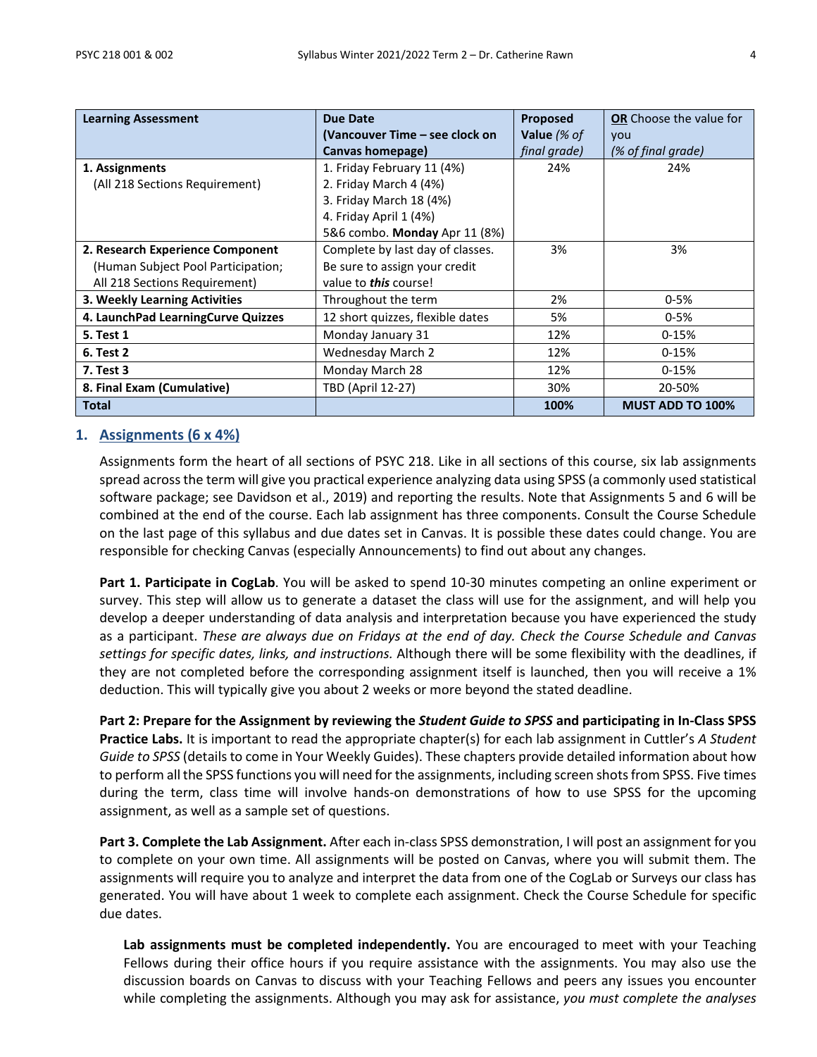| **Learning Assessment** | **Due Date (Vancouver Time – see clock on Canvas homepage)** | **Proposed Value** *(% of final grade)* | **OR** Choose the value for you *(% of final grade)* |
|---|---|---|---|
| **1. Assignments** (All 218 Sections Requirement) | 1. Friday February 11 (4%) 2. Friday March 4 (4%) 3. Friday March 18 (4%) 4. Friday April 1 (4%) 5&6 combo. **Monday** Apr 11 (8%) | 24% | 24% |
| **2. Research Experience Component** (Human Subject Pool Participation; All 218 Sections Requirement) | Complete by last day of classes. Be sure to assign your credit value to ***this*** course! | 3% | 3% |
| **3. Weekly Learning Activities** | Throughout the term | 2% | 0-5% |
| **4. LaunchPad LearningCurve Quizzes** | 12 short quizzes, flexible dates | 5% | 0-5% |
| **5. Test 1** | Monday January 31 | 12% | 0-15% |
| **6. Test 2** | Wednesday March 2 | 12% | 0-15% |
| **7. Test 3** | Monday March 28 | 12% | 0-15% |
| **8. Final Exam (Cumulative)** | TBD (April 12-27) | 30% | 20-50% |
| **Total** | | **100%** | **MUST ADD TO 100%** |

## 1. Assignments (6 x 4%)

Assignments form the heart of all sections of PSYC 218. Like in all sections of this course, six lab assignments spread across the term will give you practical experience analyzing data using SPSS (a commonly used statistical software package; see Davidson et al., 2019) and reporting the results. Note that Assignments 5 and 6 will be combined at the end of the course. Each lab assignment has three components. Consult the Course Schedule on the last page of this syllabus and due dates set in Canvas. It is possible these dates could change. You are responsible for checking Canvas (especially Announcements) to find out about any changes.

**Part 1. Participate in CogLab**. You will be asked to spend 10-30 minutes competing an online experiment or survey. This step will allow us to generate a dataset the class will use for the assignment, and will help you develop a deeper understanding of data analysis and interpretation because you have experienced the study as a participant. *These are always due on Fridays at the end of day. Check the Course Schedule and Canvas settings for specific dates, links, and instructions.* Although there will be some flexibility with the deadlines, if they are not completed before the corresponding assignment itself is launched, then you will receive a 1% deduction. This will typically give you about 2 weeks or more beyond the stated deadline.

**Part 2: Prepare for the Assignment by reviewing the *Student Guide to SPSS* and participating in In-Class SPSS Practice Labs.** It is important to read the appropriate chapter(s) for each lab assignment in Cuttler's *A Student Guide to SPSS* (details to come in Your Weekly Guides). These chapters provide detailed information about how to perform all the SPSS functions you will need for the assignments, including screen shots from SPSS. Five times during the term, class time will involve hands-on demonstrations of how to use SPSS for the upcoming assignment, as well as a sample set of questions.

**Part 3. Complete the Lab Assignment.** After each in-class SPSS demonstration, I will post an assignment for you to complete on your own time. All assignments will be posted on Canvas, where you will submit them. The assignments will require you to analyze and interpret the data from one of the CogLab or Surveys our class has generated. You will have about 1 week to complete each assignment. Check the Course Schedule for specific due dates.

**Lab assignments must be completed independently.** You are encouraged to meet with your Teaching Fellows during their office hours if you require assistance with the assignments. You may also use the discussion boards on Canvas to discuss with your Teaching Fellows and peers any issues you encounter while completing the assignments. Although you may ask for assistance, *you must complete the analyses*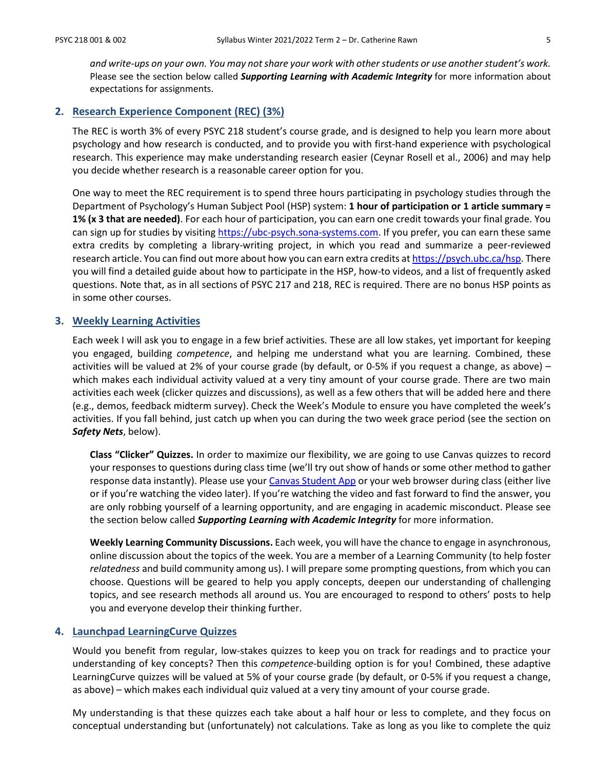*and write-ups on your own. You may not share your work with other students or use another student's work.* Please see the section below called ***Supporting Learning with Academic Integrity*** for more information about expectations for assignments.

## 2. Research Experience Component (REC) (3%)

The REC is worth 3% of every PSYC 218 student's course grade, and is designed to help you learn more about psychology and how research is conducted, and to provide you with first-hand experience with psychological research. This experience may make understanding research easier (Ceynar Rosell et al., 2006) and may help you decide whether research is a reasonable career option for you.

One way to meet the REC requirement is to spend three hours participating in psychology studies through the Department of Psychology's Human Subject Pool (HSP) system: **1 hour of participation or 1 article summary = 1% (x 3 that are needed)**. For each hour of participation, you can earn one credit towards your final grade. You can sign up for studies by visiting [https://ubc-psych.sona-systems.com](https://ubc-psych.sona-systems.com). If you prefer, you can earn these same extra credits by completing a library-writing project, in which you read and summarize a peer-reviewed research article. You can find out more about how you can earn extra credits at [https://psych.ubc.ca/hsp](https://psych.ubc.ca/hsp). There you will find a detailed guide about how to participate in the HSP, how-to videos, and a list of frequently asked questions. Note that, as in all sections of PSYC 217 and 218, REC is required. There are no bonus HSP points as in some other courses.

## 3. Weekly Learning Activities

Each week I will ask you to engage in a few brief activities. These are all low stakes, yet important for keeping you engaged, building *competence*, and helping me understand what you are learning. Combined, these activities will be valued at 2% of your course grade (by default, or 0-5% if you request a change, as above) – which makes each individual activity valued at a very tiny amount of your course grade. There are two main activities each week (clicker quizzes and discussions), as well as a few others that will be added here and there (e.g., demos, feedback midterm survey). Check the Week's Module to ensure you have completed the week's activities. If you fall behind, just catch up when you can during the two week grace period (see the section on ***Safety Nets***, below).

**Class "Clicker" Quizzes.** In order to maximize our flexibility, we are going to use Canvas quizzes to record your responses to questions during class time (we'll try out show of hands or some other method to gather response data instantly). Please use your [Canvas Student App]() or your web browser during class (either live or if you're watching the video later). If you're watching the video and fast forward to find the answer, you are only robbing yourself of a learning opportunity, and are engaging in academic misconduct. Please see the section below called ***Supporting Learning with Academic Integrity*** for more information.

**Weekly Learning Community Discussions.** Each week, you will have the chance to engage in asynchronous, online discussion about the topics of the week. You are a member of a Learning Community (to help foster *relatedness* and build community among us). I will prepare some prompting questions, from which you can choose. Questions will be geared to help you apply concepts, deepen our understanding of challenging topics, and see research methods all around us. You are encouraged to respond to others' posts to help you and everyone develop their thinking further.

## 4. Launchpad LearningCurve Quizzes

Would you benefit from regular, low-stakes quizzes to keep you on track for readings and to practice your understanding of key concepts? Then this *competence*-building option is for you! Combined, these adaptive LearningCurve quizzes will be valued at 5% of your course grade (by default, or 0-5% if you request a change, as above) – which makes each individual quiz valued at a very tiny amount of your course grade.

My understanding is that these quizzes each take about a half hour or less to complete, and they focus on conceptual understanding but (unfortunately) not calculations. Take as long as you like to complete the quiz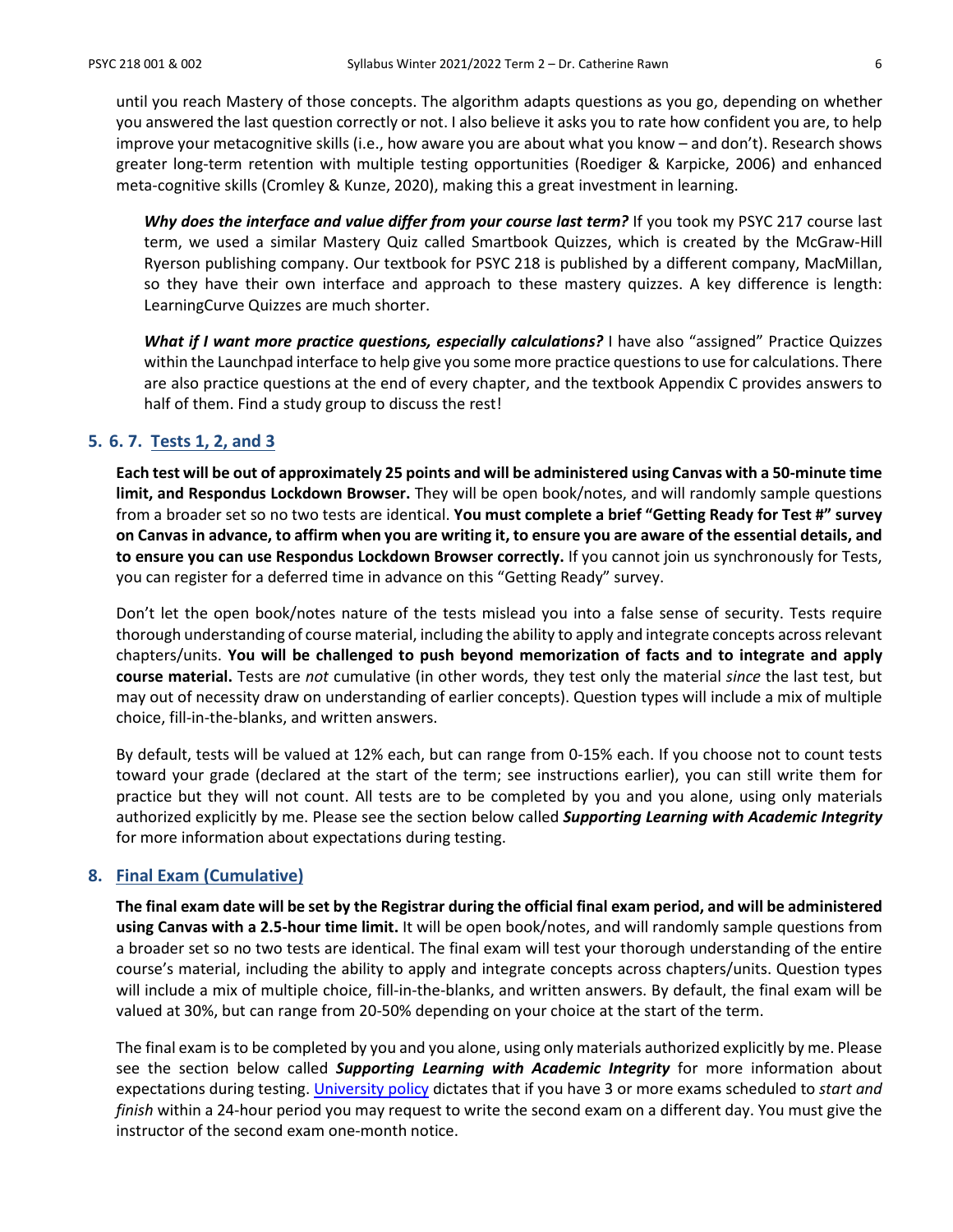until you reach Mastery of those concepts. The algorithm adapts questions as you go, depending on whether you answered the last question correctly or not. I also believe it asks you to rate how confident you are, to help improve your metacognitive skills (i.e., how aware you are about what you know – and don't). Research shows greater long-term retention with multiple testing opportunities (Roediger & Karpicke, 2006) and enhanced meta-cognitive skills (Cromley & Kunze, 2020), making this a great investment in learning.

> ***Why does the interface and value differ from your course last term?*** If you took my PSYC 217 course last term, we used a similar Mastery Quiz called Smartbook Quizzes, which is created by the McGraw-Hill Ryerson publishing company. Our textbook for PSYC 218 is published by a different company, MacMillan, so they have their own interface and approach to these mastery quizzes. A key difference is length: LearningCurve Quizzes are much shorter.
>
> ***What if I want more practice questions, especially calculations?*** I have also "assigned" Practice Quizzes within the Launchpad interface to help give you some more practice questions to use for calculations. There are also practice questions at the end of every chapter, and the textbook Appendix C provides answers to half of them. Find a study group to discuss the rest!

### 5. 6. 7. Tests 1, 2, and 3

**Each test will be out of approximately 25 points and will be administered using Canvas with a 50-minute time limit, and Respondus Lockdown Browser.** They will be open book/notes, and will randomly sample questions from a broader set so no two tests are identical. **You must complete a brief "Getting Ready for Test #" survey on Canvas in advance, to affirm when you are writing it, to ensure you are aware of the essential details, and to ensure you can use Respondus Lockdown Browser correctly.** If you cannot join us synchronously for Tests, you can register for a deferred time in advance on this "Getting Ready" survey.

Don't let the open book/notes nature of the tests mislead you into a false sense of security. Tests require thorough understanding of course material, including the ability to apply and integrate concepts across relevant chapters/units. **You will be challenged to push beyond memorization of facts and to integrate and apply course material.** Tests are *not* cumulative (in other words, they test only the material *since* the last test, but may out of necessity draw on understanding of earlier concepts). Question types will include a mix of multiple choice, fill-in-the-blanks, and written answers.

By default, tests will be valued at 12% each, but can range from 0-15% each. If you choose not to count tests toward your grade (declared at the start of the term; see instructions earlier), you can still write them for practice but they will not count. All tests are to be completed by you and you alone, using only materials authorized explicitly by me. Please see the section below called ***Supporting Learning with Academic Integrity*** for more information about expectations during testing.

### 8. Final Exam (Cumulative)

**The final exam date will be set by the Registrar during the official final exam period, and will be administered using Canvas with a 2.5-hour time limit.** It will be open book/notes, and will randomly sample questions from a broader set so no two tests are identical. The final exam will test your thorough understanding of the entire course's material, including the ability to apply and integrate concepts across chapters/units. Question types will include a mix of multiple choice, fill-in-the-blanks, and written answers. By default, the final exam will be valued at 30%, but can range from 20-50% depending on your choice at the start of the term.

The final exam is to be completed by you and you alone, using only materials authorized explicitly by me. Please see the section below called ***Supporting Learning with Academic Integrity*** for more information about expectations during testing. University policy dictates that if you have 3 or more exams scheduled to *start and finish* within a 24-hour period you may request to write the second exam on a different day. You must give the instructor of the second exam one-month notice.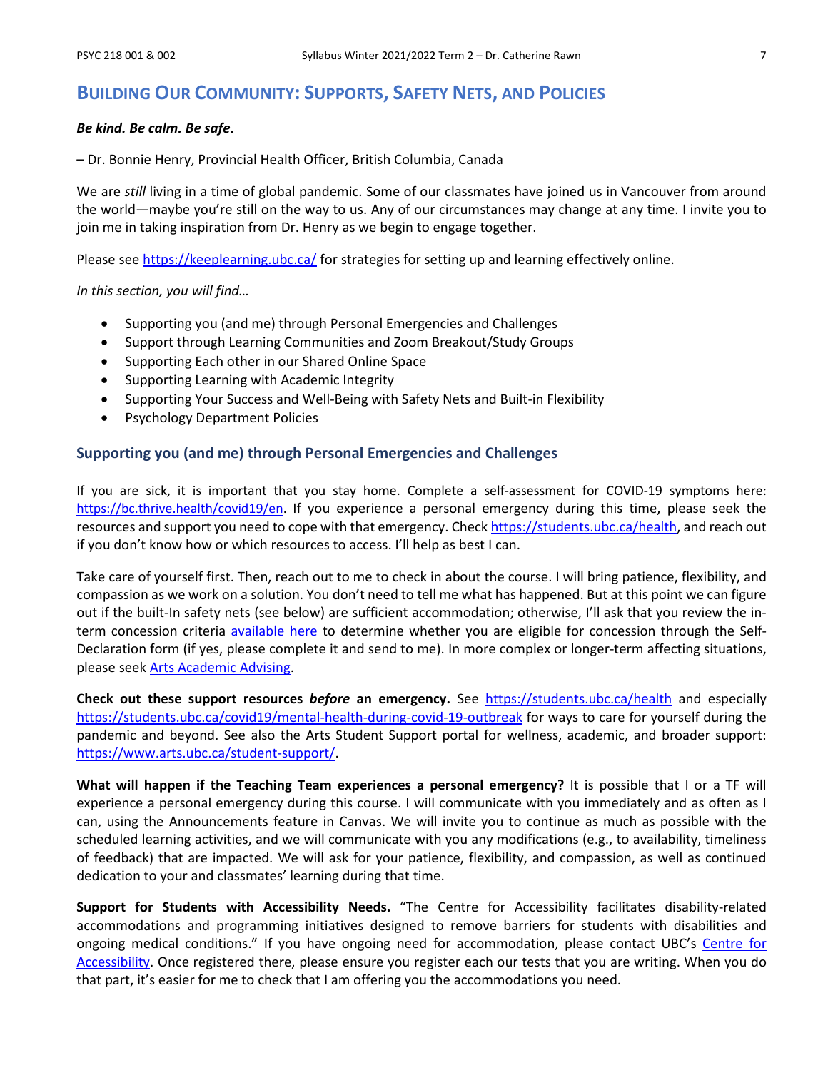## Building Our Community: Supports, Safety Nets, and Policies

***Be kind. Be calm. Be safe*.**

– Dr. Bonnie Henry, Provincial Health Officer, British Columbia, Canada

We are *still* living in a time of global pandemic. Some of our classmates have joined us in Vancouver from around the world—maybe you're still on the way to us. Any of our circumstances may change at any time. I invite you to join me in taking inspiration from Dr. Henry as we begin to engage together.

Please see https://keeplearning.ubc.ca/ for strategies for setting up and learning effectively online.

*In this section, you will find…*

- Supporting you (and me) through Personal Emergencies and Challenges
- Support through Learning Communities and Zoom Breakout/Study Groups
- Supporting Each other in our Shared Online Space
- Supporting Learning with Academic Integrity
- Supporting Your Success and Well-Being with Safety Nets and Built-in Flexibility
- Psychology Department Policies

### Supporting you (and me) through Personal Emergencies and Challenges

If you are sick, it is important that you stay home. Complete a self-assessment for COVID-19 symptoms here: https://bc.thrive.health/covid19/en. If you experience a personal emergency during this time, please seek the resources and support you need to cope with that emergency. Check https://students.ubc.ca/health, and reach out if you don't know how or which resources to access. I'll help as best I can.

Take care of yourself first. Then, reach out to me to check in about the course. I will bring patience, flexibility, and compassion as we work on a solution. You don't need to tell me what has happened. But at this point we can figure out if the built-In safety nets (see below) are sufficient accommodation; otherwise, I'll ask that you review the in-term concession criteria available here to determine whether you are eligible for concession through the Self-Declaration form (if yes, please complete it and send to me). In more complex or longer-term affecting situations, please seek Arts Academic Advising.

**Check out these support resources *before* an emergency.** See https://students.ubc.ca/health and especially https://students.ubc.ca/covid19/mental-health-during-covid-19-outbreak for ways to care for yourself during the pandemic and beyond. See also the Arts Student Support portal for wellness, academic, and broader support: https://www.arts.ubc.ca/student-support/.

**What will happen if the Teaching Team experiences a personal emergency?** It is possible that I or a TF will experience a personal emergency during this course. I will communicate with you immediately and as often as I can, using the Announcements feature in Canvas. We will invite you to continue as much as possible with the scheduled learning activities, and we will communicate with you any modifications (e.g., to availability, timeliness of feedback) that are impacted. We will ask for your patience, flexibility, and compassion, as well as continued dedication to your and classmates' learning during that time.

**Support for Students with Accessibility Needs.** "The Centre for Accessibility facilitates disability-related accommodations and programming initiatives designed to remove barriers for students with disabilities and ongoing medical conditions." If you have ongoing need for accommodation, please contact UBC's Centre for Accessibility. Once registered there, please ensure you register each our tests that you are writing. When you do that part, it's easier for me to check that I am offering you the accommodations you need.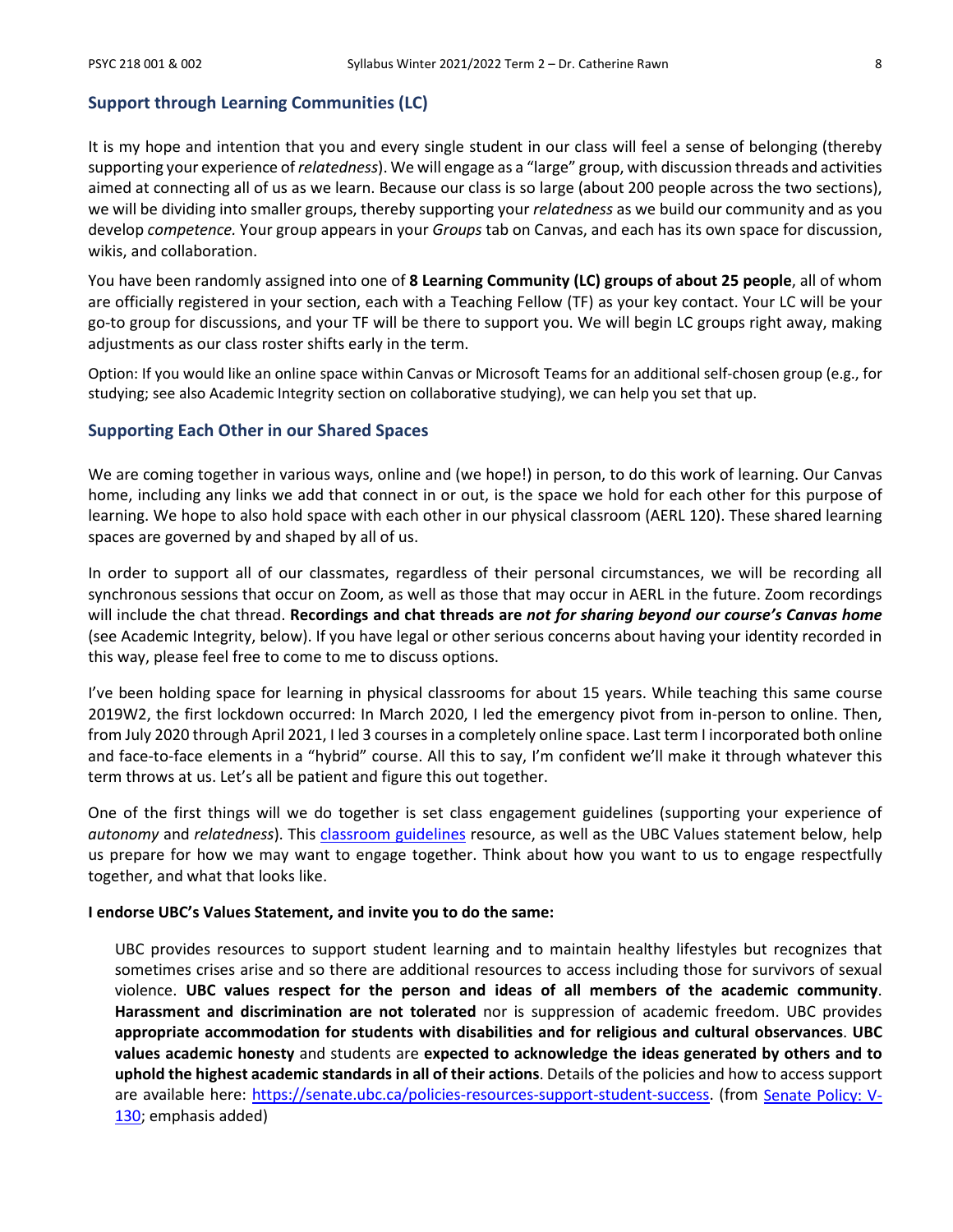## Support through Learning Communities (LC)

It is my hope and intention that you and every single student in our class will feel a sense of belonging (thereby supporting your experience of *relatedness*). We will engage as a "large" group, with discussion threads and activities aimed at connecting all of us as we learn. Because our class is so large (about 200 people across the two sections), we will be dividing into smaller groups, thereby supporting your *relatedness* as we build our community and as you develop *competence.* Your group appears in your *Groups* tab on Canvas, and each has its own space for discussion, wikis, and collaboration.

You have been randomly assigned into one of **8 Learning Community (LC) groups of about 25 people**, all of whom are officially registered in your section, each with a Teaching Fellow (TF) as your key contact. Your LC will be your go-to group for discussions, and your TF will be there to support you. We will begin LC groups right away, making adjustments as our class roster shifts early in the term.

Option: If you would like an online space within Canvas or Microsoft Teams for an additional self-chosen group (e.g., for studying; see also Academic Integrity section on collaborative studying), we can help you set that up.

## Supporting Each Other in our Shared Spaces

We are coming together in various ways, online and (we hope!) in person, to do this work of learning. Our Canvas home, including any links we add that connect in or out, is the space we hold for each other for this purpose of learning. We hope to also hold space with each other in our physical classroom (AERL 120). These shared learning spaces are governed by and shaped by all of us.

In order to support all of our classmates, regardless of their personal circumstances, we will be recording all synchronous sessions that occur on Zoom, as well as those that may occur in AERL in the future. Zoom recordings will include the chat thread. **Recordings and chat threads are *not for sharing beyond our course's Canvas home*** (see Academic Integrity, below). If you have legal or other serious concerns about having your identity recorded in this way, please feel free to come to me to discuss options.

I've been holding space for learning in physical classrooms for about 15 years. While teaching this same course 2019W2, the first lockdown occurred: In March 2020, I led the emergency pivot from in-person to online. Then, from July 2020 through April 2021, I led 3 courses in a completely online space. Last term I incorporated both online and face-to-face elements in a "hybrid" course. All this to say, I'm confident we'll make it through whatever this term throws at us. Let's all be patient and figure this out together.

One of the first things will we do together is set class engagement guidelines (supporting your experience of *autonomy* and *relatedness*). This [classroom guidelines](#) resource, as well as the UBC Values statement below, help us prepare for how we may want to engage together. Think about how you want to us to engage respectfully together, and what that looks like.

**I endorse UBC's Values Statement, and invite you to do the same:**

> UBC provides resources to support student learning and to maintain healthy lifestyles but recognizes that sometimes crises arise and so there are additional resources to access including those for survivors of sexual violence. **UBC values respect for the person and ideas of all members of the academic community**. **Harassment and discrimination are not tolerated** nor is suppression of academic freedom. UBC provides **appropriate accommodation for students with disabilities and for religious and cultural observances**. **UBC values academic honesty** and students are **expected to acknowledge the ideas generated by others and to uphold the highest academic standards in all of their actions**. Details of the policies and how to access support are available here: [https://senate.ubc.ca/policies-resources-support-student-success](https://senate.ubc.ca/policies-resources-support-student-success). (from [Senate Policy: V-130](#); emphasis added)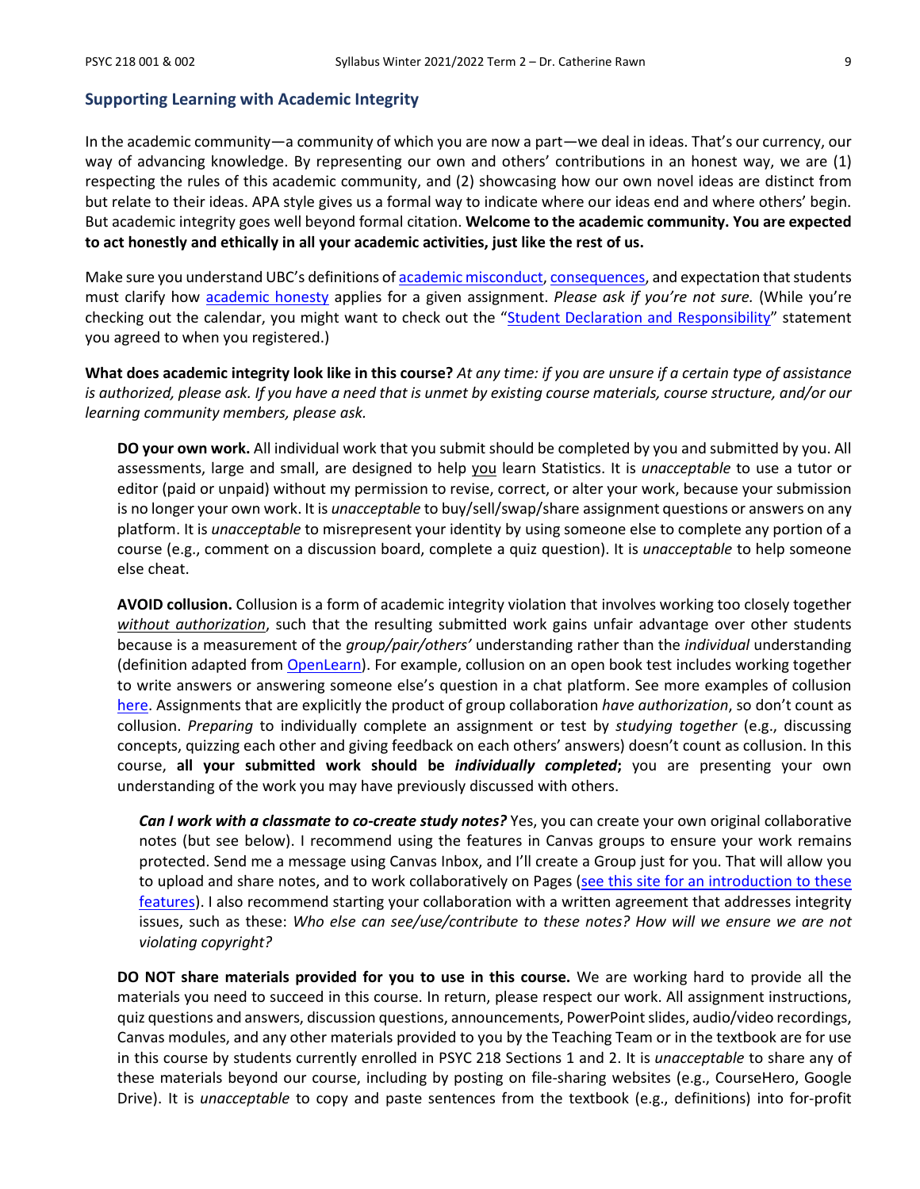## Supporting Learning with Academic Integrity

In the academic community—a community of which you are now a part—we deal in ideas. That's our currency, our way of advancing knowledge. By representing our own and others' contributions in an honest way, we are (1) respecting the rules of this academic community, and (2) showcasing how our own novel ideas are distinct from but relate to their ideas. APA style gives us a formal way to indicate where our ideas end and where others' begin. But academic integrity goes well beyond formal citation. **Welcome to the academic community. You are expected to act honestly and ethically in all your academic activities, just like the rest of us.**

Make sure you understand UBC's definitions of academic misconduct, consequences, and expectation that students must clarify how academic honesty applies for a given assignment. *Please ask if you're not sure.* (While you're checking out the calendar, you might want to check out the "Student Declaration and Responsibility" statement you agreed to when you registered.)

**What does academic integrity look like in this course?** *At any time: if you are unsure if a certain type of assistance is authorized, please ask. If you have a need that is unmet by existing course materials, course structure, and/or our learning community members, please ask.*

> **DO your own work.** All individual work that you submit should be completed by you and submitted by you. All assessments, large and small, are designed to help you learn Statistics. It is *unacceptable* to use a tutor or editor (paid or unpaid) without my permission to revise, correct, or alter your work, because your submission is no longer your own work. It is *unacceptable* to buy/sell/swap/share assignment questions or answers on any platform. It is *unacceptable* to misrepresent your identity by using someone else to complete any portion of a course (e.g., comment on a discussion board, complete a quiz question). It is *unacceptable* to help someone else cheat.
>
> **AVOID collusion.** Collusion is a form of academic integrity violation that involves working too closely together *without authorization*, such that the resulting submitted work gains unfair advantage over other students because is a measurement of the *group/pair/others'* understanding rather than the *individual* understanding (definition adapted from OpenLearn). For example, collusion on an open book test includes working together to write answers or answering someone else's question in a chat platform. See more examples of collusion here. Assignments that are explicitly the product of group collaboration *have authorization*, so don't count as collusion. *Preparing* to individually complete an assignment or test by *studying together* (e.g., discussing concepts, quizzing each other and giving feedback on each others' answers) doesn't count as collusion. In this course, **all your submitted work should be *individually completed*;** you are presenting your own understanding of the work you may have previously discussed with others.
>
> > ***Can I work with a classmate to co-create study notes?*** Yes, you can create your own original collaborative notes (but see below). I recommend using the features in Canvas groups to ensure your work remains protected. Send me a message using Canvas Inbox, and I'll create a Group just for you. That will allow you to upload and share notes, and to work collaboratively on Pages (see this site for an introduction to these features). I also recommend starting your collaboration with a written agreement that addresses integrity issues, such as these: *Who else can see/use/contribute to these notes? How will we ensure we are not violating copyright?*
>
> **DO NOT share materials provided for you to use in this course.** We are working hard to provide all the materials you need to succeed in this course. In return, please respect our work. All assignment instructions, quiz questions and answers, discussion questions, announcements, PowerPoint slides, audio/video recordings, Canvas modules, and any other materials provided to you by the Teaching Team or in the textbook are for use in this course by students currently enrolled in PSYC 218 Sections 1 and 2. It is *unacceptable* to share any of these materials beyond our course, including by posting on file-sharing websites (e.g., CourseHero, Google Drive). It is *unacceptable* to copy and paste sentences from the textbook (e.g., definitions) into for-profit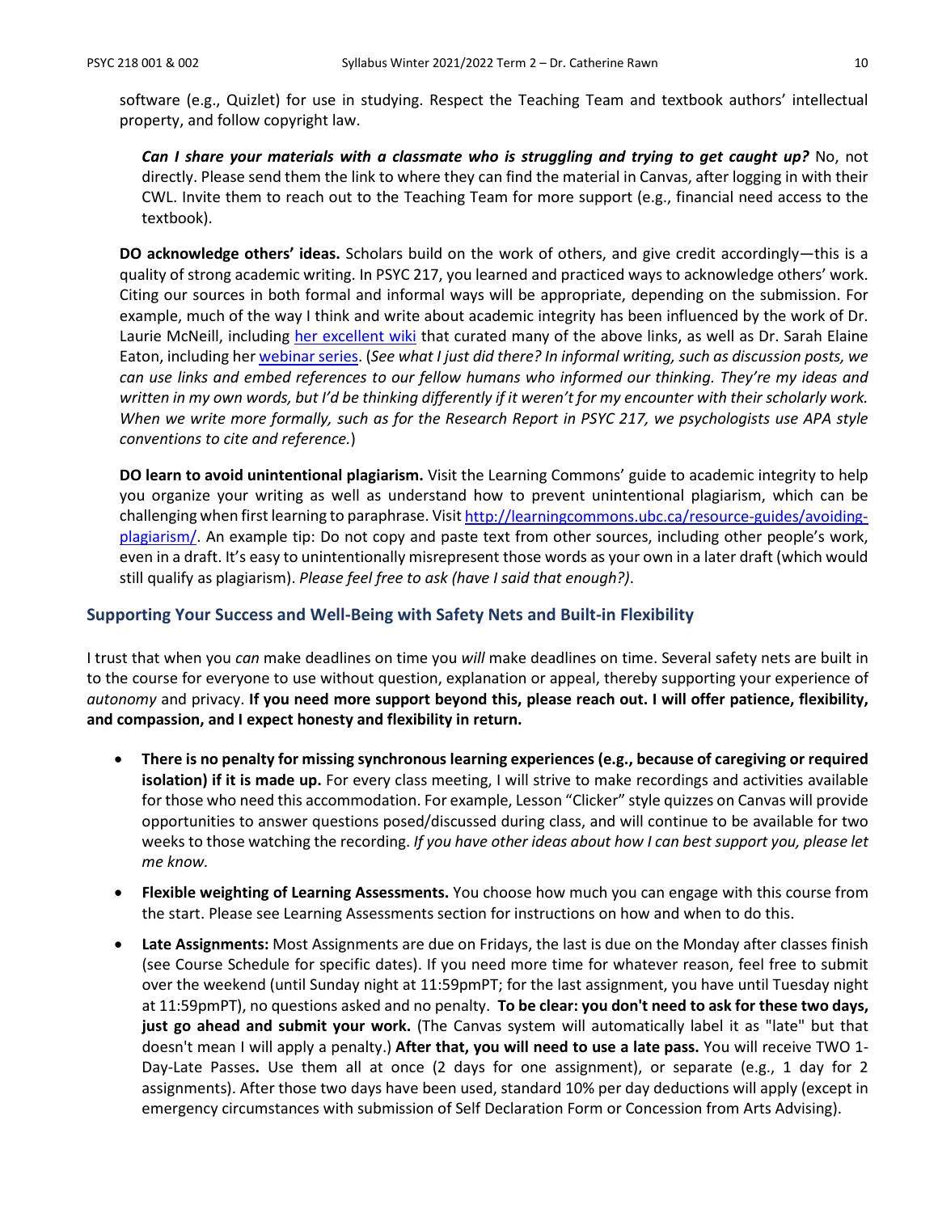software (e.g., Quizlet) for use in studying. Respect the Teaching Team and textbook authors' intellectual property, and follow copyright law.

> ***Can I share your materials with a classmate who is struggling and trying to get caught up?*** No, not directly. Please send them the link to where they can find the material in Canvas, after logging in with their CWL. Invite them to reach out to the Teaching Team for more support (e.g., financial need access to the textbook).

**DO acknowledge others' ideas.** Scholars build on the work of others, and give credit accordingly—this is a quality of strong academic writing. In PSYC 217, you learned and practiced ways to acknowledge others' work. Citing our sources in both formal and informal ways will be appropriate, depending on the submission. For example, much of the way I think and write about academic integrity has been influenced by the work of Dr. Laurie McNeill, including [her excellent wiki] that curated many of the above links, as well as Dr. Sarah Elaine Eaton, including her [webinar series]. (*See what I just did there? In informal writing, such as discussion posts, we can use links and embed references to our fellow humans who informed our thinking. They're my ideas and written in my own words, but I'd be thinking differently if it weren't for my encounter with their scholarly work. When we write more formally, such as for the Research Report in PSYC 217, we psychologists use APA style conventions to cite and reference.*)

**DO learn to avoid unintentional plagiarism.** Visit the Learning Commons' guide to academic integrity to help you organize your writing as well as understand how to prevent unintentional plagiarism, which can be challenging when first learning to paraphrase. Visit http://learningcommons.ubc.ca/resource-guides/avoiding-plagiarism/. An example tip: Do not copy and paste text from other sources, including other people's work, even in a draft. It's easy to unintentionally misrepresent those words as your own in a later draft (which would still qualify as plagiarism). *Please feel free to ask (have I said that enough?)*.

## Supporting Your Success and Well-Being with Safety Nets and Built-in Flexibility

I trust that when you *can* make deadlines on time you *will* make deadlines on time. Several safety nets are built in to the course for everyone to use without question, explanation or appeal, thereby supporting your experience of *autonomy* and privacy. **If you need more support beyond this, please reach out. I will offer patience, flexibility, and compassion, and I expect honesty and flexibility in return.**

- **There is no penalty for missing synchronous learning experiences (e.g., because of caregiving or required isolation) if it is made up.** For every class meeting, I will strive to make recordings and activities available for those who need this accommodation. For example, Lesson "Clicker" style quizzes on Canvas will provide opportunities to answer questions posed/discussed during class, and will continue to be available for two weeks to those watching the recording. *If you have other ideas about how I can best support you, please let me know.*
- **Flexible weighting of Learning Assessments.** You choose how much you can engage with this course from the start. Please see Learning Assessments section for instructions on how and when to do this.
- **Late Assignments:** Most Assignments are due on Fridays, the last is due on the Monday after classes finish (see Course Schedule for specific dates). If you need more time for whatever reason, feel free to submit over the weekend (until Sunday night at 11:59pmPT; for the last assignment, you have until Tuesday night at 11:59pmPT), no questions asked and no penalty. **To be clear: you don't need to ask for these two days, just go ahead and submit your work.** (The Canvas system will automatically label it as "late" but that doesn't mean I will apply a penalty.) **After that, you will need to use a late pass.** You will receive TWO 1-Day-Late Passes**.** Use them all at once (2 days for one assignment), or separate (e.g., 1 day for 2 assignments). After those two days have been used, standard 10% per day deductions will apply (except in emergency circumstances with submission of Self Declaration Form or Concession from Arts Advising).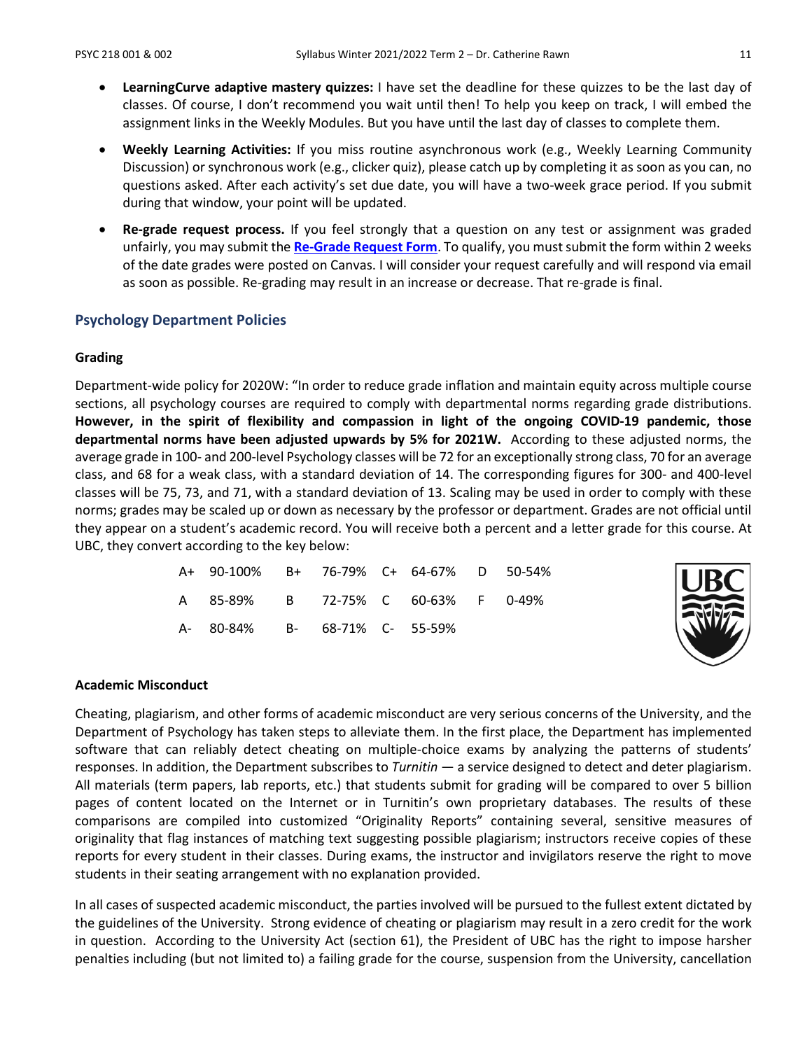- **LearningCurve adaptive mastery quizzes:** I have set the deadline for these quizzes to be the last day of classes. Of course, I don't recommend you wait until then! To help you keep on track, I will embed the assignment links in the Weekly Modules. But you have until the last day of classes to complete them.

- **Weekly Learning Activities:** If you miss routine asynchronous work (e.g., Weekly Learning Community Discussion) or synchronous work (e.g., clicker quiz), please catch up by completing it as soon as you can, no questions asked. After each activity's set due date, you will have a two-week grace period. If you submit during that window, your point will be updated.

- **Re-grade request process.** If you feel strongly that a question on any test or assignment was graded unfairly, you may submit the **Re-Grade Request Form**. To qualify, you must submit the form within 2 weeks of the date grades were posted on Canvas. I will consider your request carefully and will respond via email as soon as possible. Re-grading may result in an increase or decrease. That re-grade is final.

## Psychology Department Policies

### Grading

Department-wide policy for 2020W: "In order to reduce grade inflation and maintain equity across multiple course sections, all psychology courses are required to comply with departmental norms regarding grade distributions. **However, in the spirit of flexibility and compassion in light of the ongoing COVID-19 pandemic, those departmental norms have been adjusted upwards by 5% for 2021W.** According to these adjusted norms, the average grade in 100- and 200-level Psychology classes will be 72 for an exceptionally strong class, 70 for an average class, and 68 for a weak class, with a standard deviation of 14. The corresponding figures for 300- and 400-level classes will be 75, 73, and 71, with a standard deviation of 13. Scaling may be used in order to comply with these norms; grades may be scaled up or down as necessary by the professor or department. Grades are not official until they appear on a student's academic record. You will receive both a percent and a letter grade for this course. At UBC, they convert according to the key below:

| | | | | | | | |
|---|---|---|---|---|---|---|---|
| A+ | 90-100% | B+ | 76-79% | C+ | 64-67% | D | 50-54% |
| A | 85-89% | B | 72-75% | C | 60-63% | F | 0-49% |
| A- | 80-84% | B- | 68-71% | C- | 55-59% | | |

### Academic Misconduct

Cheating, plagiarism, and other forms of academic misconduct are very serious concerns of the University, and the Department of Psychology has taken steps to alleviate them. In the first place, the Department has implemented software that can reliably detect cheating on multiple-choice exams by analyzing the patterns of students' responses. In addition, the Department subscribes to *Turnitin* — a service designed to detect and deter plagiarism. All materials (term papers, lab reports, etc.) that students submit for grading will be compared to over 5 billion pages of content located on the Internet or in Turnitin's own proprietary databases. The results of these comparisons are compiled into customized "Originality Reports" containing several, sensitive measures of originality that flag instances of matching text suggesting possible plagiarism; instructors receive copies of these reports for every student in their classes. During exams, the instructor and invigilators reserve the right to move students in their seating arrangement with no explanation provided.

In all cases of suspected academic misconduct, the parties involved will be pursued to the fullest extent dictated by the guidelines of the University. Strong evidence of cheating or plagiarism may result in a zero credit for the work in question. According to the University Act (section 61), the President of UBC has the right to impose harsher penalties including (but not limited to) a failing grade for the course, suspension from the University, cancellation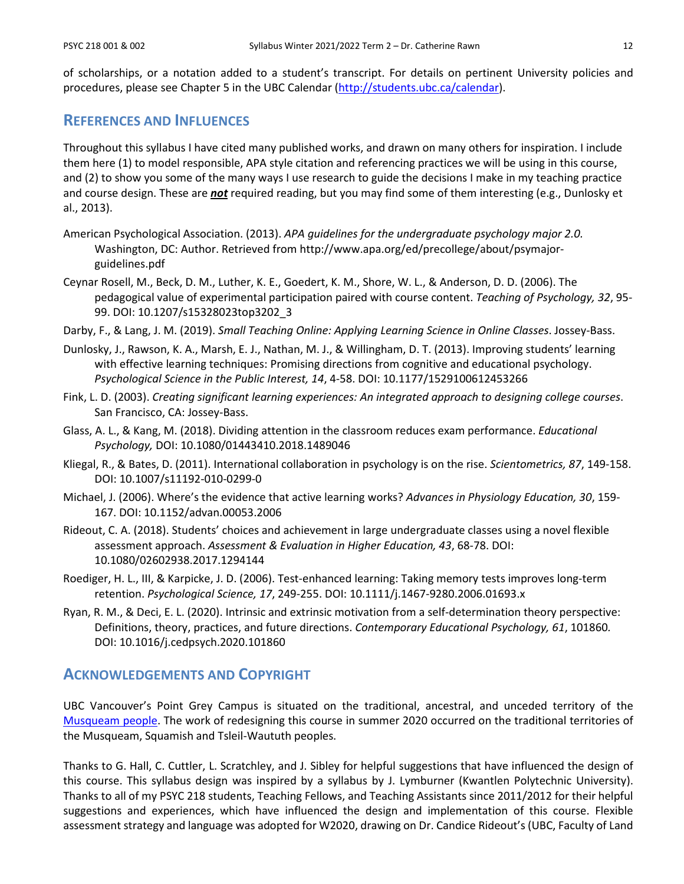of scholarships, or a notation added to a student's transcript. For details on pertinent University policies and procedures, please see Chapter 5 in the UBC Calendar (http://students.ubc.ca/calendar).

## References and Influences

Throughout this syllabus I have cited many published works, and drawn on many others for inspiration. I include them here (1) to model responsible, APA style citation and referencing practices we will be using in this course, and (2) to show you some of the many ways I use research to guide the decisions I make in my teaching practice and course design. These are ***not*** required reading, but you may find some of them interesting (e.g., Dunlosky et al., 2013).

American Psychological Association. (2013). *APA guidelines for the undergraduate psychology major 2.0.* Washington, DC: Author. Retrieved from http://www.apa.org/ed/precollege/about/psymajor-guidelines.pdf

Ceynar Rosell, M., Beck, D. M., Luther, K. E., Goedert, K. M., Shore, W. L., & Anderson, D. D. (2006). The pedagogical value of experimental participation paired with course content. *Teaching of Psychology, 32*, 95-99. DOI: 10.1207/s15328023top3202_3

Darby, F., & Lang, J. M. (2019). *Small Teaching Online: Applying Learning Science in Online Classes*. Jossey-Bass.

Dunlosky, J., Rawson, K. A., Marsh, E. J., Nathan, M. J., & Willingham, D. T. (2013). Improving students' learning with effective learning techniques: Promising directions from cognitive and educational psychology. *Psychological Science in the Public Interest, 14*, 4-58. DOI: 10.1177/1529100612453266

Fink, L. D. (2003). *Creating significant learning experiences: An integrated approach to designing college courses*. San Francisco, CA: Jossey-Bass.

Glass, A. L., & Kang, M. (2018). Dividing attention in the classroom reduces exam performance. *Educational Psychology,* DOI: 10.1080/01443410.2018.1489046

Kliegal, R., & Bates, D. (2011). International collaboration in psychology is on the rise. *Scientometrics, 87*, 149-158. DOI: 10.1007/s11192-010-0299-0

Michael, J. (2006). Where's the evidence that active learning works? *Advances in Physiology Education, 30*, 159-167. DOI: 10.1152/advan.00053.2006

Rideout, C. A. (2018). Students' choices and achievement in large undergraduate classes using a novel flexible assessment approach. *Assessment & Evaluation in Higher Education, 43*, 68-78. DOI: 10.1080/02602938.2017.1294144

Roediger, H. L., III, & Karpicke, J. D. (2006). Test-enhanced learning: Taking memory tests improves long-term retention. *Psychological Science, 17*, 249-255. DOI: 10.1111/j.1467-9280.2006.01693.x

Ryan, R. M., & Deci, E. L. (2020). Intrinsic and extrinsic motivation from a self-determination theory perspective: Definitions, theory, practices, and future directions. *Contemporary Educational Psychology, 61*, 101860. DOI: 10.1016/j.cedpsych.2020.101860

## Acknowledgements and Copyright

UBC Vancouver's Point Grey Campus is situated on the traditional, ancestral, and unceded territory of the Musqueam people. The work of redesigning this course in summer 2020 occurred on the traditional territories of the Musqueam, Squamish and Tsleil-Waututh peoples.

Thanks to G. Hall, C. Cuttler, L. Scratchley, and J. Sibley for helpful suggestions that have influenced the design of this course. This syllabus design was inspired by a syllabus by J. Lymburner (Kwantlen Polytechnic University). Thanks to all of my PSYC 218 students, Teaching Fellows, and Teaching Assistants since 2011/2012 for their helpful suggestions and experiences, which have influenced the design and implementation of this course. Flexible assessment strategy and language was adopted for W2020, drawing on Dr. Candice Rideout's (UBC, Faculty of Land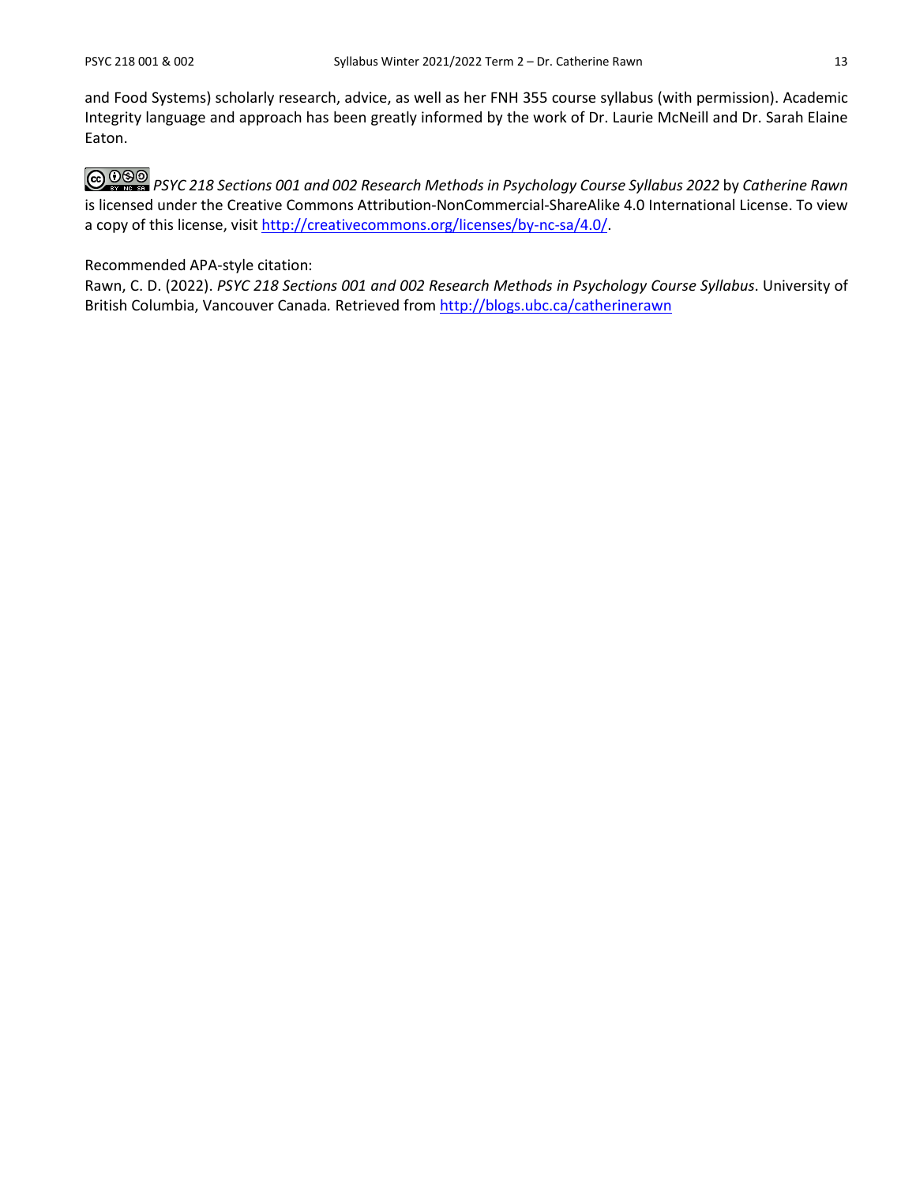and Food Systems) scholarly research, advice, as well as her FNH 355 course syllabus (with permission). Academic Integrity language and approach has been greatly informed by the work of Dr. Laurie McNeill and Dr. Sarah Elaine Eaton.

*PSYC 218 Sections 001 and 002 Research Methods in Psychology Course Syllabus 2022* by *Catherine Rawn* is licensed under the Creative Commons Attribution-NonCommercial-ShareAlike 4.0 International License. To view a copy of this license, visit [http://creativecommons.org/licenses/by-nc-sa/4.0/](http://creativecommons.org/licenses/by-nc-sa/4.0/).

Recommended APA-style citation:
Rawn, C. D. (2022). *PSYC 218 Sections 001 and 002 Research Methods in Psychology Course Syllabus*. University of British Columbia, Vancouver Canada*.* Retrieved from [http://blogs.ubc.ca/catherinerawn](http://blogs.ubc.ca/catherinerawn)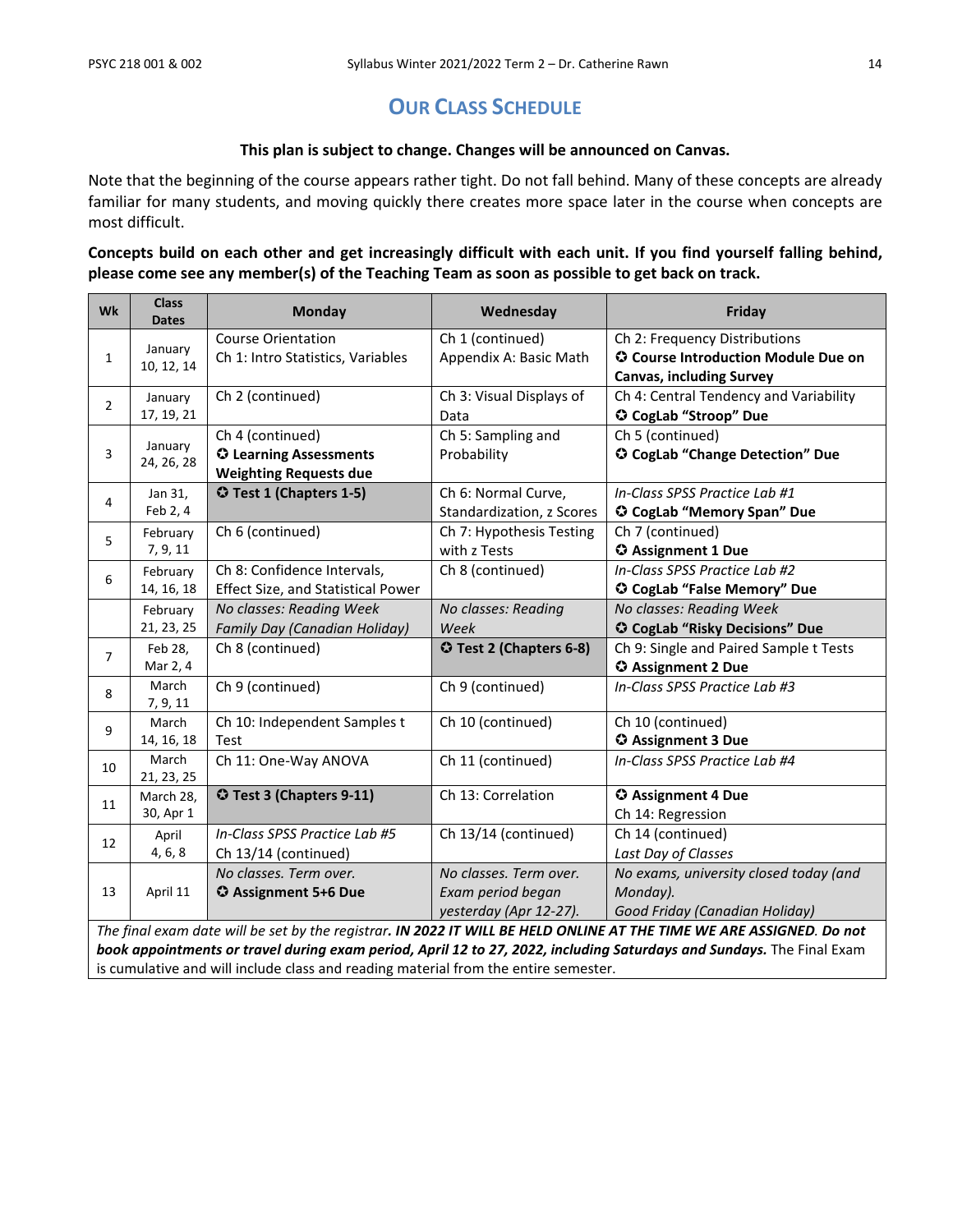# OUR CLASS SCHEDULE

**This plan is subject to change. Changes will be announced on Canvas.**

Note that the beginning of the course appears rather tight. Do not fall behind. Many of these concepts are already familiar for many students, and moving quickly there creates more space later in the course when concepts are most difficult.

**Concepts build on each other and get increasingly difficult with each unit. If you find yourself falling behind, please come see any member(s) of the Teaching Team as soon as possible to get back on track.**

| Wk | Class Dates | Monday | Wednesday | Friday |
|---|---|---|---|---|
| 1 | January 10, 12, 14 | Course Orientation<br>Ch 1: Intro Statistics, Variables | Ch 1 (continued)<br>Appendix A: Basic Math | Ch 2: Frequency Distributions<br>**✪ Course Introduction Module Due on Canvas, including Survey** |
| 2 | January 17, 19, 21 | Ch 2 (continued) | Ch 3: Visual Displays of Data | Ch 4: Central Tendency and Variability<br>**✪ CogLab "Stroop" Due** |
| 3 | January 24, 26, 28 | Ch 4 (continued)<br>**✪ Learning Assessments Weighting Requests due** | Ch 5: Sampling and Probability | Ch 5 (continued)<br>**✪ CogLab "Change Detection" Due** |
| 4 | Jan 31, Feb 2, 4 | **✪ Test 1 (Chapters 1-5)** | Ch 6: Normal Curve, Standardization, z Scores | *In-Class SPSS Practice Lab #1*<br>**✪ CogLab "Memory Span" Due** |
| 5 | February 7, 9, 11 | Ch 6 (continued) | Ch 7: Hypothesis Testing with z Tests | Ch 7 (continued)<br>**✪ Assignment 1 Due** |
| 6 | February 14, 16, 18 | Ch 8: Confidence Intervals, Effect Size, and Statistical Power | Ch 8 (continued) | *In-Class SPSS Practice Lab #2*<br>**✪ CogLab "False Memory" Due** |
| | February 21, 23, 25 | *No classes: Reading Week*<br>*Family Day (Canadian Holiday)* | *No classes: Reading Week* | *No classes: Reading Week*<br>**✪ CogLab "Risky Decisions" Due** |
| 7 | Feb 28, Mar 2, 4 | Ch 8 (continued) | **✪ Test 2 (Chapters 6-8)** | Ch 9: Single and Paired Sample t Tests<br>**✪ Assignment 2 Due** |
| 8 | March 7, 9, 11 | Ch 9 (continued) | Ch 9 (continued) | *In-Class SPSS Practice Lab #3* |
| 9 | March 14, 16, 18 | Ch 10: Independent Samples t Test | Ch 10 (continued) | Ch 10 (continued)<br>**✪ Assignment 3 Due** |
| 10 | March 21, 23, 25 | Ch 11: One-Way ANOVA | Ch 11 (continued) | *In-Class SPSS Practice Lab #4* |
| 11 | March 28, 30, Apr 1 | **✪ Test 3 (Chapters 9-11)** | Ch 13: Correlation | **✪ Assignment 4 Due**<br>Ch 14: Regression |
| 12 | April 4, 6, 8 | *In-Class SPSS Practice Lab #5*<br>Ch 13/14 (continued) | Ch 13/14 (continued) | Ch 14 (continued)<br>*Last Day of Classes* |
| 13 | April 11 | *No classes. Term over.*<br>**✪ Assignment 5+6 Due** | *No classes. Term over. Exam period began yesterday (Apr 12-27).* | *No exams, university closed today (and Monday).*<br>*Good Friday (Canadian Holiday)* |

*The final exam date will be set by the registrar.* ***IN 2022 IT WILL BE HELD ONLINE AT THE TIME WE ARE ASSIGNED. Do not book appointments or travel during exam period, April 12 to 27, 2022, including Saturdays and Sundays.*** The Final Exam is cumulative and will include class and reading material from the entire semester.